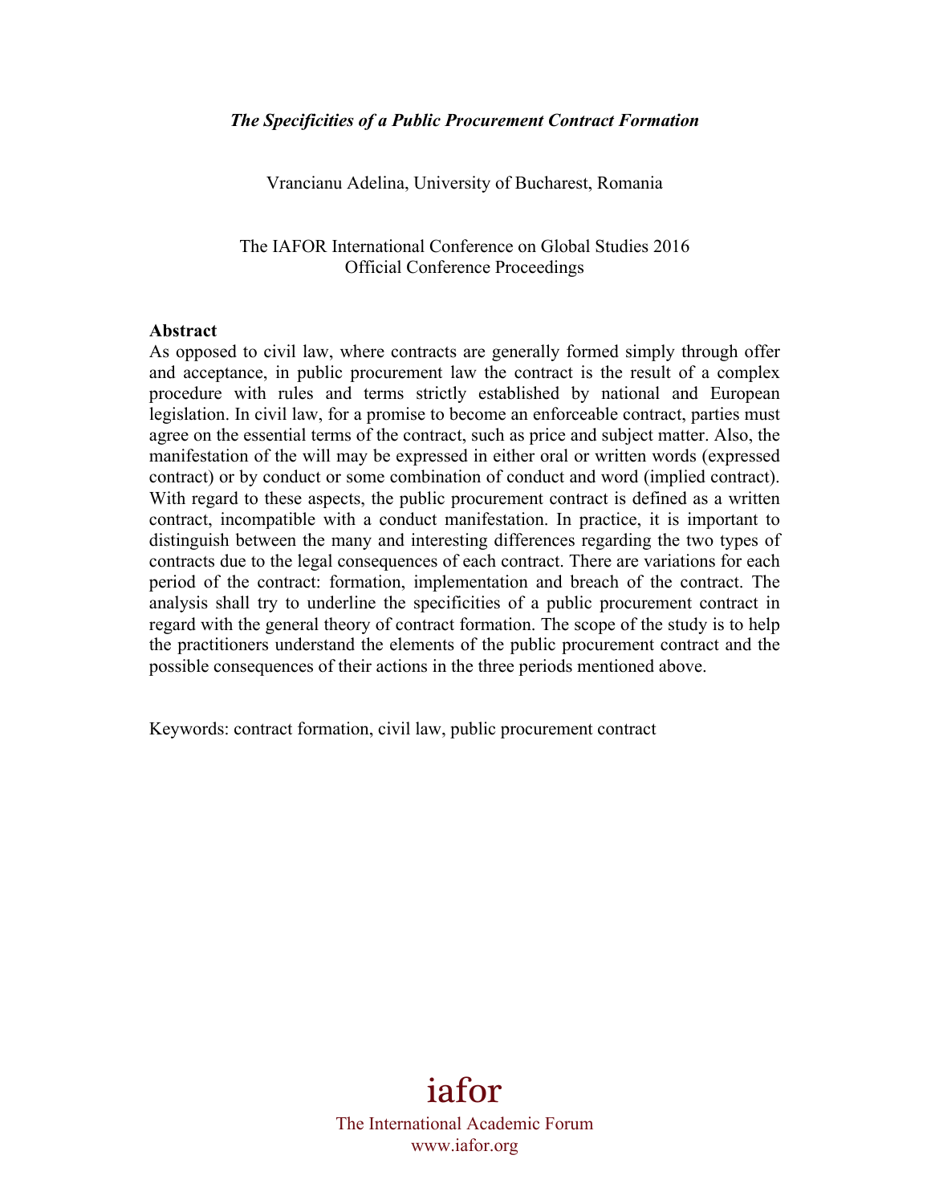***The Specificities of a Public Procurement Contract Formation***

Vrancianu Adelina, University of Bucharest, Romania

The IAFOR International Conference on Global Studies 2016
Official Conference Proceedings

**Abstract**

As opposed to civil law, where contracts are generally formed simply through offer and acceptance, in public procurement law the contract is the result of a complex procedure with rules and terms strictly established by national and European legislation. In civil law, for a promise to become an enforceable contract, parties must agree on the essential terms of the contract, such as price and subject matter. Also, the manifestation of the will may be expressed in either oral or written words (expressed contract) or by conduct or some combination of conduct and word (implied contract). With regard to these aspects, the public procurement contract is defined as a written contract, incompatible with a conduct manifestation. In practice, it is important to distinguish between the many and interesting differences regarding the two types of contracts due to the legal consequences of each contract. There are variations for each period of the contract: formation, implementation and breach of the contract. The analysis shall try to underline the specificities of a public procurement contract in regard with the general theory of contract formation. The scope of the study is to help the practitioners understand the elements of the public procurement contract and the possible consequences of their actions in the three periods mentioned above.

Keywords: contract formation, civil law, public procurement contract

iafor
The International Academic Forum
www.iafor.org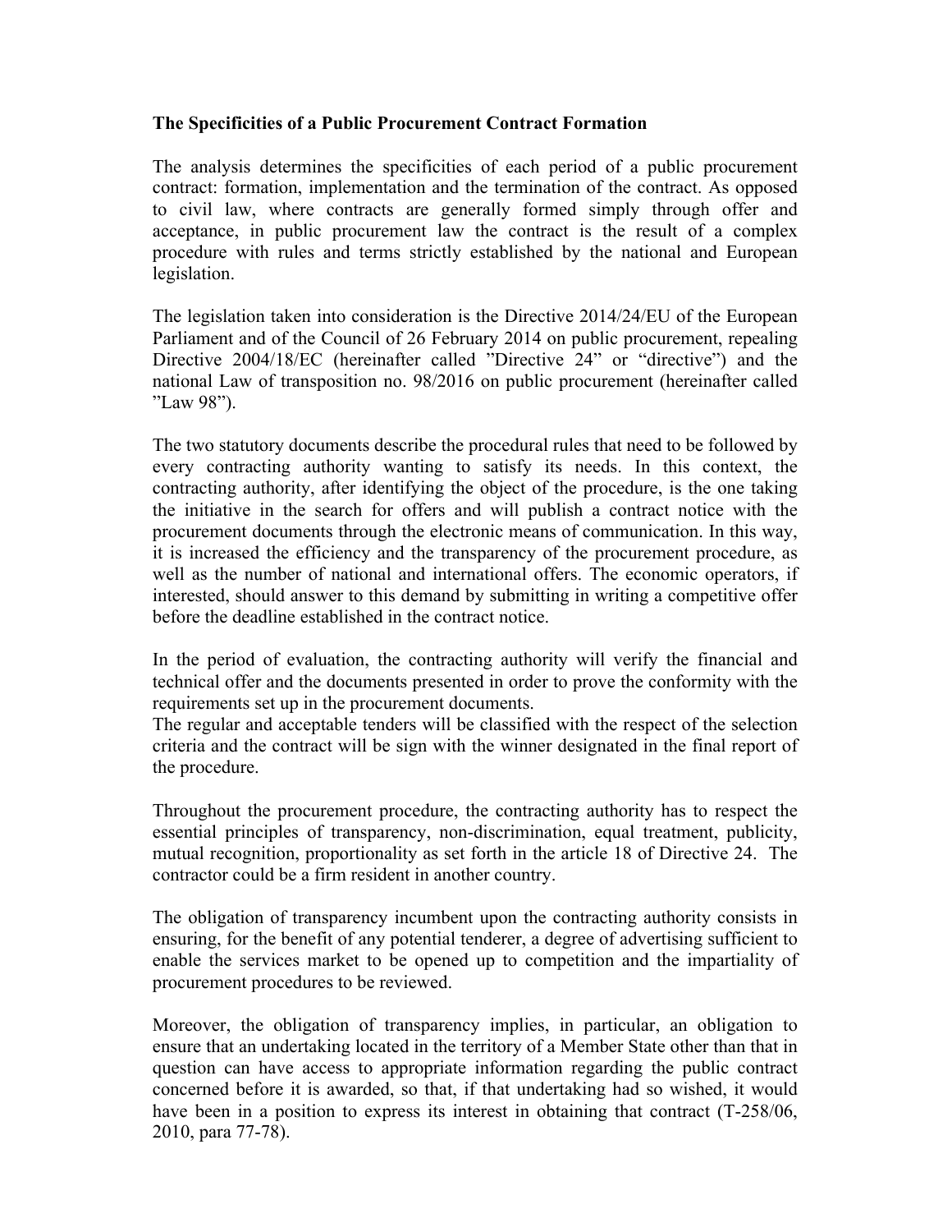**The Specificities of a Public Procurement Contract Formation**

The analysis determines the specificities of each period of a public procurement contract: formation, implementation and the termination of the contract. As opposed to civil law, where contracts are generally formed simply through offer and acceptance, in public procurement law the contract is the result of a complex procedure with rules and terms strictly established by the national and European legislation.

The legislation taken into consideration is the Directive 2014/24/EU of the European Parliament and of the Council of 26 February 2014 on public procurement, repealing Directive 2004/18/EC (hereinafter called ”Directive 24” or “directive”) and the national Law of transposition no. 98/2016 on public procurement (hereinafter called ”Law 98”).

The two statutory documents describe the procedural rules that need to be followed by every contracting authority wanting to satisfy its needs. In this context, the contracting authority, after identifying the object of the procedure, is the one taking the initiative in the search for offers and will publish a contract notice with the procurement documents through the electronic means of communication. In this way, it is increased the efficiency and the transparency of the procurement procedure, as well as the number of national and international offers. The economic operators, if interested, should answer to this demand by submitting in writing a competitive offer before the deadline established in the contract notice.

In the period of evaluation, the contracting authority will verify the financial and technical offer and the documents presented in order to prove the conformity with the requirements set up in the procurement documents.
The regular and acceptable tenders will be classified with the respect of the selection criteria and the contract will be sign with the winner designated in the final report of the procedure.

Throughout the procurement procedure, the contracting authority has to respect the essential principles of transparency, non-discrimination, equal treatment, publicity, mutual recognition, proportionality as set forth in the article 18 of Directive 24. The contractor could be a firm resident in another country.

The obligation of transparency incumbent upon the contracting authority consists in ensuring, for the benefit of any potential tenderer, a degree of advertising sufficient to enable the services market to be opened up to competition and the impartiality of procurement procedures to be reviewed.

Moreover, the obligation of transparency implies, in particular, an obligation to ensure that an undertaking located in the territory of a Member State other than that in question can have access to appropriate information regarding the public contract concerned before it is awarded, so that, if that undertaking had so wished, it would have been in a position to express its interest in obtaining that contract (T-258/06, 2010, para 77-78).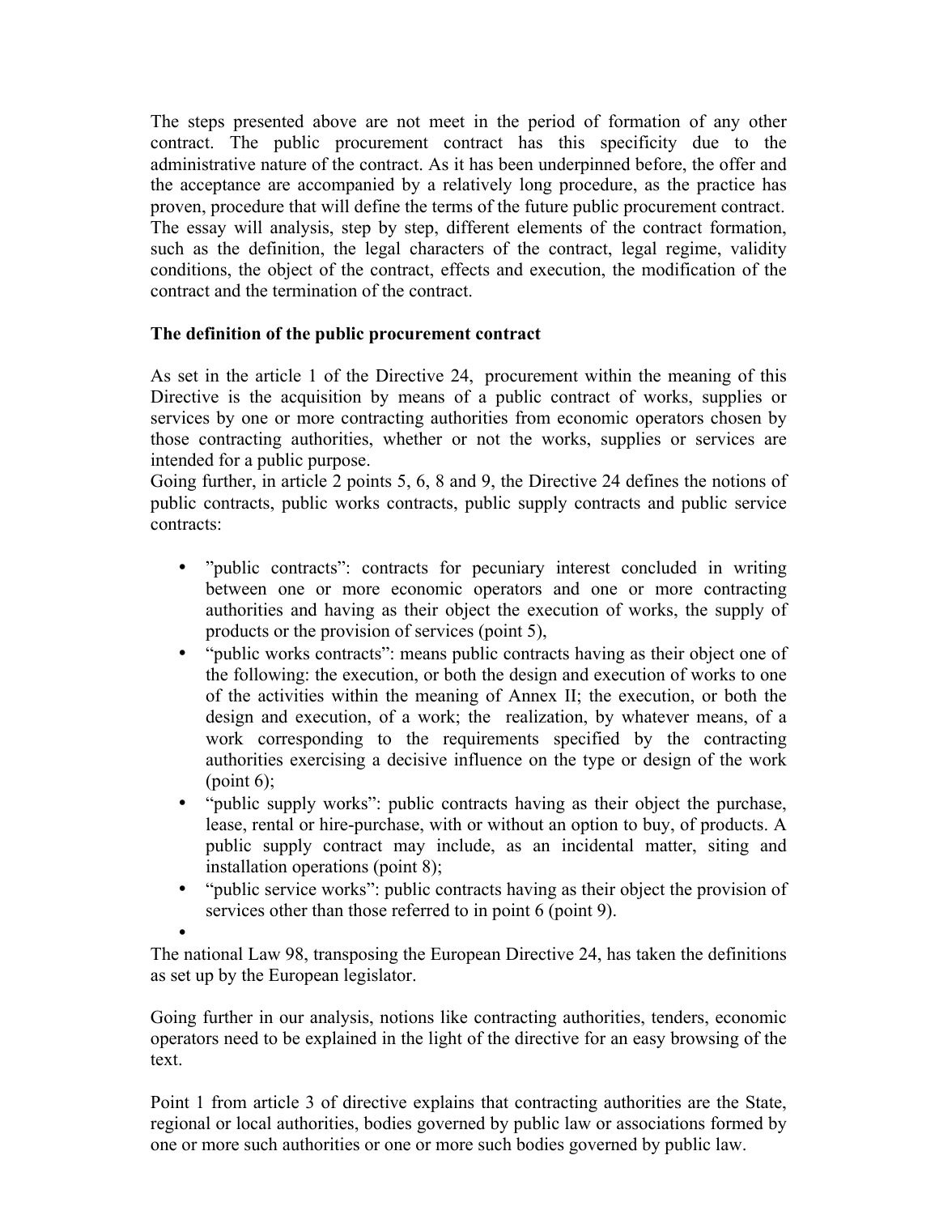The steps presented above are not meet in the period of formation of any other contract. The public procurement contract has this specificity due to the administrative nature of the contract. As it has been underpinned before, the offer and the acceptance are accompanied by a relatively long procedure, as the practice has proven, procedure that will define the terms of the future public procurement contract. The essay will analysis, step by step, different elements of the contract formation, such as the definition, the legal characters of the contract, legal regime, validity conditions, the object of the contract, effects and execution, the modification of the contract and the termination of the contract.

**The definition of the public procurement contract**

As set in the article 1 of the Directive 24, procurement within the meaning of this Directive is the acquisition by means of a public contract of works, supplies or services by one or more contracting authorities from economic operators chosen by those contracting authorities, whether or not the works, supplies or services are intended for a public purpose.
Going further, in article 2 points 5, 6, 8 and 9, the Directive 24 defines the notions of public contracts, public works contracts, public supply contracts and public service contracts:

- "public contracts": contracts for pecuniary interest concluded in writing between one or more economic operators and one or more contracting authorities and having as their object the execution of works, the supply of products or the provision of services (point 5),
- "public works contracts": means public contracts having as their object one of the following: the execution, or both the design and execution of works to one of the activities within the meaning of Annex II; the execution, or both the design and execution, of a work; the realization, by whatever means, of a work corresponding to the requirements specified by the contracting authorities exercising a decisive influence on the type or design of the work (point 6);
- "public supply works": public contracts having as their object the purchase, lease, rental or hire-purchase, with or without an option to buy, of products. A public supply contract may include, as an incidental matter, siting and installation operations (point 8);
- "public service works": public contracts having as their object the provision of services other than those referred to in point 6 (point 9).

The national Law 98, transposing the European Directive 24, has taken the definitions as set up by the European legislator.

Going further in our analysis, notions like contracting authorities, tenders, economic operators need to be explained in the light of the directive for an easy browsing of the text.

Point 1 from article 3 of directive explains that contracting authorities are the State, regional or local authorities, bodies governed by public law or associations formed by one or more such authorities or one or more such bodies governed by public law.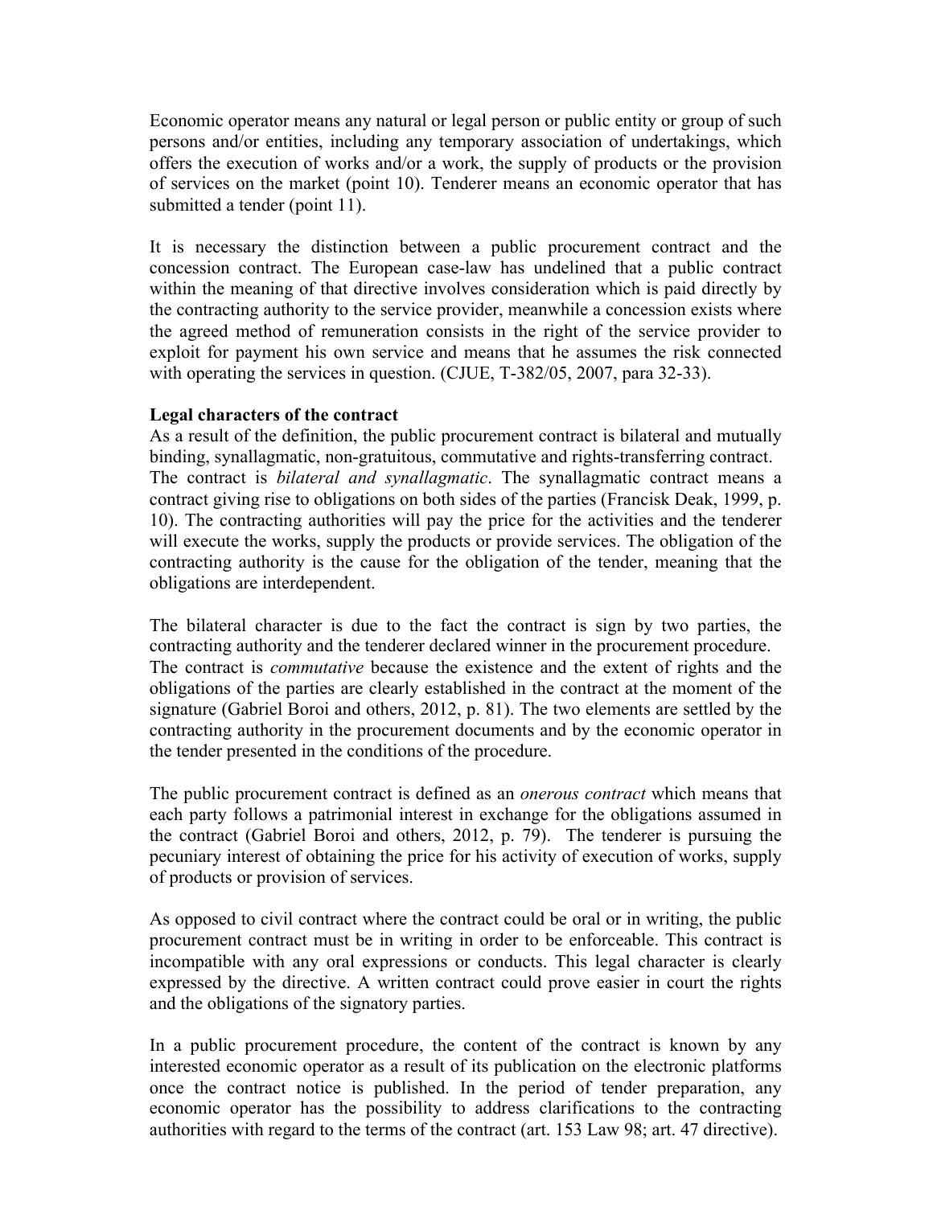Economic operator means any natural or legal person or public entity or group of such persons and/or entities, including any temporary association of undertakings, which offers the execution of works and/or a work, the supply of products or the provision of services on the market (point 10). Tenderer means an economic operator that has submitted a tender (point 11).

It is necessary the distinction between a public procurement contract and the concession contract. The European case-law has undelined that a public contract within the meaning of that directive involves consideration which is paid directly by the contracting authority to the service provider, meanwhile a concession exists where the agreed method of remuneration consists in the right of the service provider to exploit for payment his own service and means that he assumes the risk connected with operating the services in question. (CJUE, T-382/05, 2007, para 32-33).

**Legal characters of the contract**

As a result of the definition, the public procurement contract is bilateral and mutually binding, synallagmatic, non-gratuitous, commutative and rights-transferring contract. The contract is *bilateral and synallagmatic*. The synallagmatic contract means a contract giving rise to obligations on both sides of the parties (Francisk Deak, 1999, p. 10). The contracting authorities will pay the price for the activities and the tenderer will execute the works, supply the products or provide services. The obligation of the contracting authority is the cause for the obligation of the tender, meaning that the obligations are interdependent.

The bilateral character is due to the fact the contract is sign by two parties, the contracting authority and the tenderer declared winner in the procurement procedure. The contract is *commutative* because the existence and the extent of rights and the obligations of the parties are clearly established in the contract at the moment of the signature (Gabriel Boroi and others, 2012, p. 81). The two elements are settled by the contracting authority in the procurement documents and by the economic operator in the tender presented in the conditions of the procedure.

The public procurement contract is defined as an *onerous contract* which means that each party follows a patrimonial interest in exchange for the obligations assumed in the contract (Gabriel Boroi and others, 2012, p. 79). The tenderer is pursuing the pecuniary interest of obtaining the price for his activity of execution of works, supply of products or provision of services.

As opposed to civil contract where the contract could be oral or in writing, the public procurement contract must be in writing in order to be enforceable. This contract is incompatible with any oral expressions or conducts. This legal character is clearly expressed by the directive. A written contract could prove easier in court the rights and the obligations of the signatory parties.

In a public procurement procedure, the content of the contract is known by any interested economic operator as a result of its publication on the electronic platforms once the contract notice is published. In the period of tender preparation, any economic operator has the possibility to address clarifications to the contracting authorities with regard to the terms of the contract (art. 153 Law 98; art. 47 directive).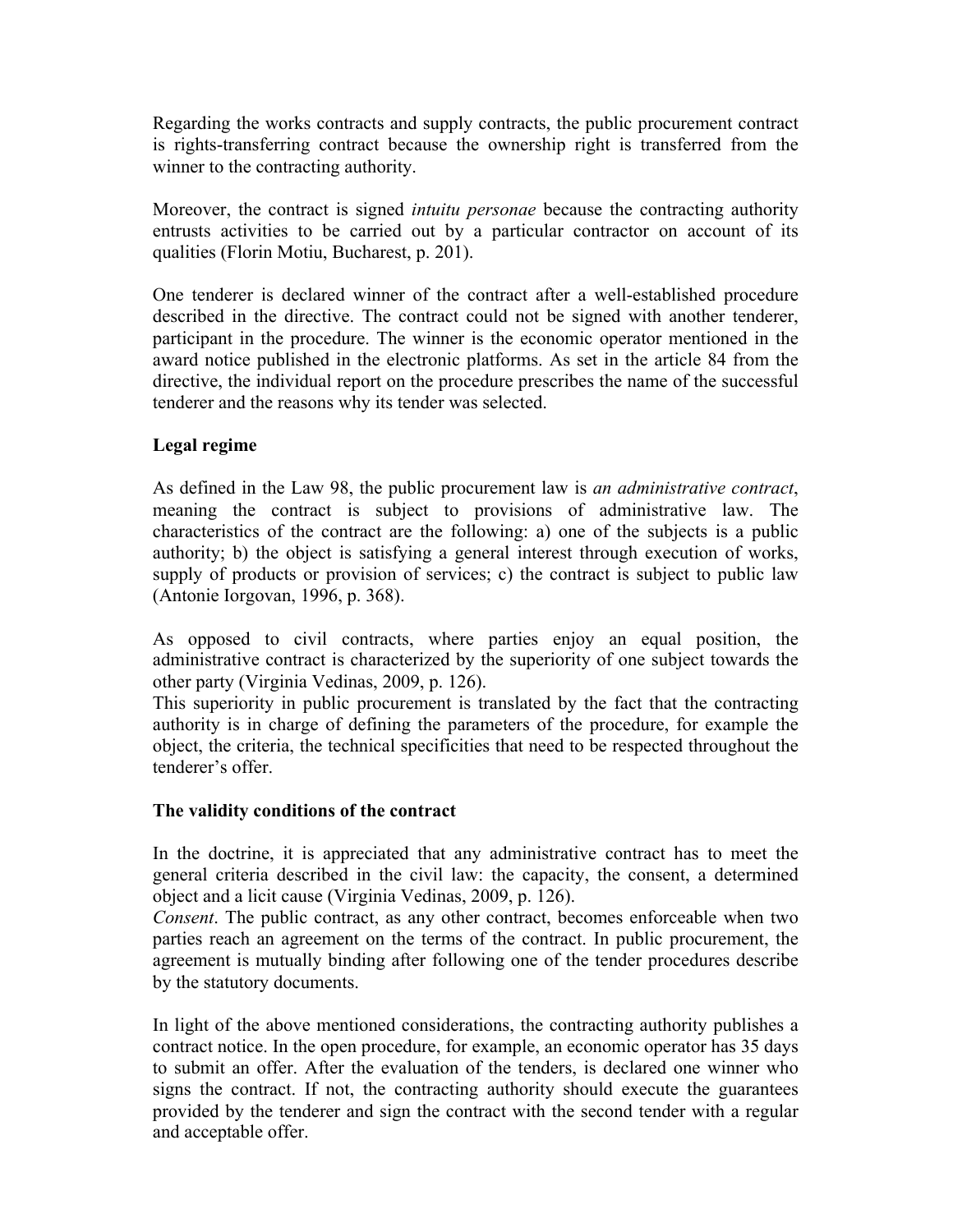Regarding the works contracts and supply contracts, the public procurement contract is rights-transferring contract because the ownership right is transferred from the winner to the contracting authority.

Moreover, the contract is signed *intuitu personae* because the contracting authority entrusts activities to be carried out by a particular contractor on account of its qualities (Florin Motiu, Bucharest, p. 201).

One tenderer is declared winner of the contract after a well-established procedure described in the directive. The contract could not be signed with another tenderer, participant in the procedure. The winner is the economic operator mentioned in the award notice published in the electronic platforms. As set in the article 84 from the directive, the individual report on the procedure prescribes the name of the successful tenderer and the reasons why its tender was selected.

**Legal regime**

As defined in the Law 98, the public procurement law is *an administrative contract*, meaning the contract is subject to provisions of administrative law. The characteristics of the contract are the following: a) one of the subjects is a public authority; b) the object is satisfying a general interest through execution of works, supply of products or provision of services; c) the contract is subject to public law (Antonie Iorgovan, 1996, p. 368).

As opposed to civil contracts, where parties enjoy an equal position, the administrative contract is characterized by the superiority of one subject towards the other party (Virginia Vedinas, 2009, p. 126).
This superiority in public procurement is translated by the fact that the contracting authority is in charge of defining the parameters of the procedure, for example the object, the criteria, the technical specificities that need to be respected throughout the tenderer's offer.

**The validity conditions of the contract**

In the doctrine, it is appreciated that any administrative contract has to meet the general criteria described in the civil law: the capacity, the consent, a determined object and a licit cause (Virginia Vedinas, 2009, p. 126).
*Consent*. The public contract, as any other contract, becomes enforceable when two parties reach an agreement on the terms of the contract. In public procurement, the agreement is mutually binding after following one of the tender procedures describe by the statutory documents.

In light of the above mentioned considerations, the contracting authority publishes a contract notice. In the open procedure, for example, an economic operator has 35 days to submit an offer. After the evaluation of the tenders, is declared one winner who signs the contract. If not, the contracting authority should execute the guarantees provided by the tenderer and sign the contract with the second tender with a regular and acceptable offer.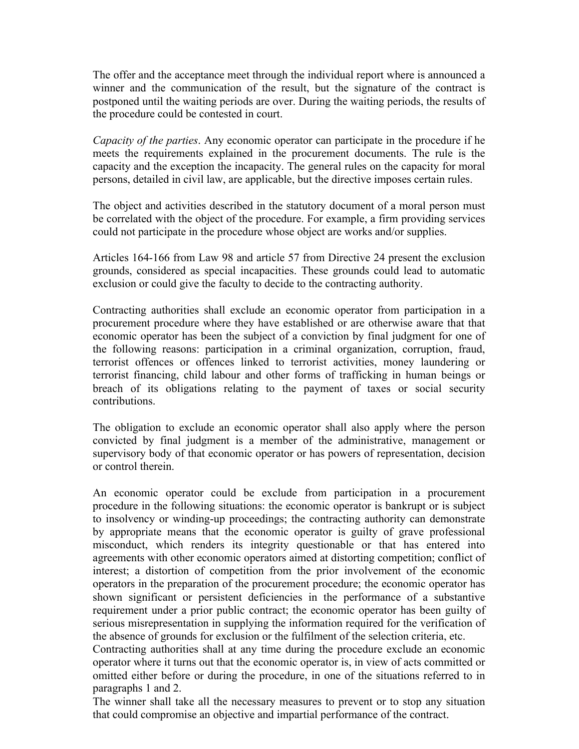The offer and the acceptance meet through the individual report where is announced a winner and the communication of the result, but the signature of the contract is postponed until the waiting periods are over. During the waiting periods, the results of the procedure could be contested in court.

*Capacity of the parties*. Any economic operator can participate in the procedure if he meets the requirements explained in the procurement documents. The rule is the capacity and the exception the incapacity. The general rules on the capacity for moral persons, detailed in civil law, are applicable, but the directive imposes certain rules.

The object and activities described in the statutory document of a moral person must be correlated with the object of the procedure. For example, a firm providing services could not participate in the procedure whose object are works and/or supplies.

Articles 164-166 from Law 98 and article 57 from Directive 24 present the exclusion grounds, considered as special incapacities. These grounds could lead to automatic exclusion or could give the faculty to decide to the contracting authority.

Contracting authorities shall exclude an economic operator from participation in a procurement procedure where they have established or are otherwise aware that that economic operator has been the subject of a conviction by final judgment for one of the following reasons: participation in a criminal organization, corruption, fraud, terrorist offences or offences linked to terrorist activities, money laundering or terrorist financing, child labour and other forms of trafficking in human beings or breach of its obligations relating to the payment of taxes or social security contributions.

The obligation to exclude an economic operator shall also apply where the person convicted by final judgment is a member of the administrative, management or supervisory body of that economic operator or has powers of representation, decision or control therein.

An economic operator could be exclude from participation in a procurement procedure in the following situations: the economic operator is bankrupt or is subject to insolvency or winding-up proceedings; the contracting authority can demonstrate by appropriate means that the economic operator is guilty of grave professional misconduct, which renders its integrity questionable or that has entered into agreements with other economic operators aimed at distorting competition; conflict of interest; a distortion of competition from the prior involvement of the economic operators in the preparation of the procurement procedure; the economic operator has shown significant or persistent deficiencies in the performance of a substantive requirement under a prior public contract; the economic operator has been guilty of serious misrepresentation in supplying the information required for the verification of the absence of grounds for exclusion or the fulfilment of the selection criteria, etc.
Contracting authorities shall at any time during the procedure exclude an economic operator where it turns out that the economic operator is, in view of acts committed or omitted either before or during the procedure, in one of the situations referred to in paragraphs 1 and 2.
The winner shall take all the necessary measures to prevent or to stop any situation that could compromise an objective and impartial performance of the contract.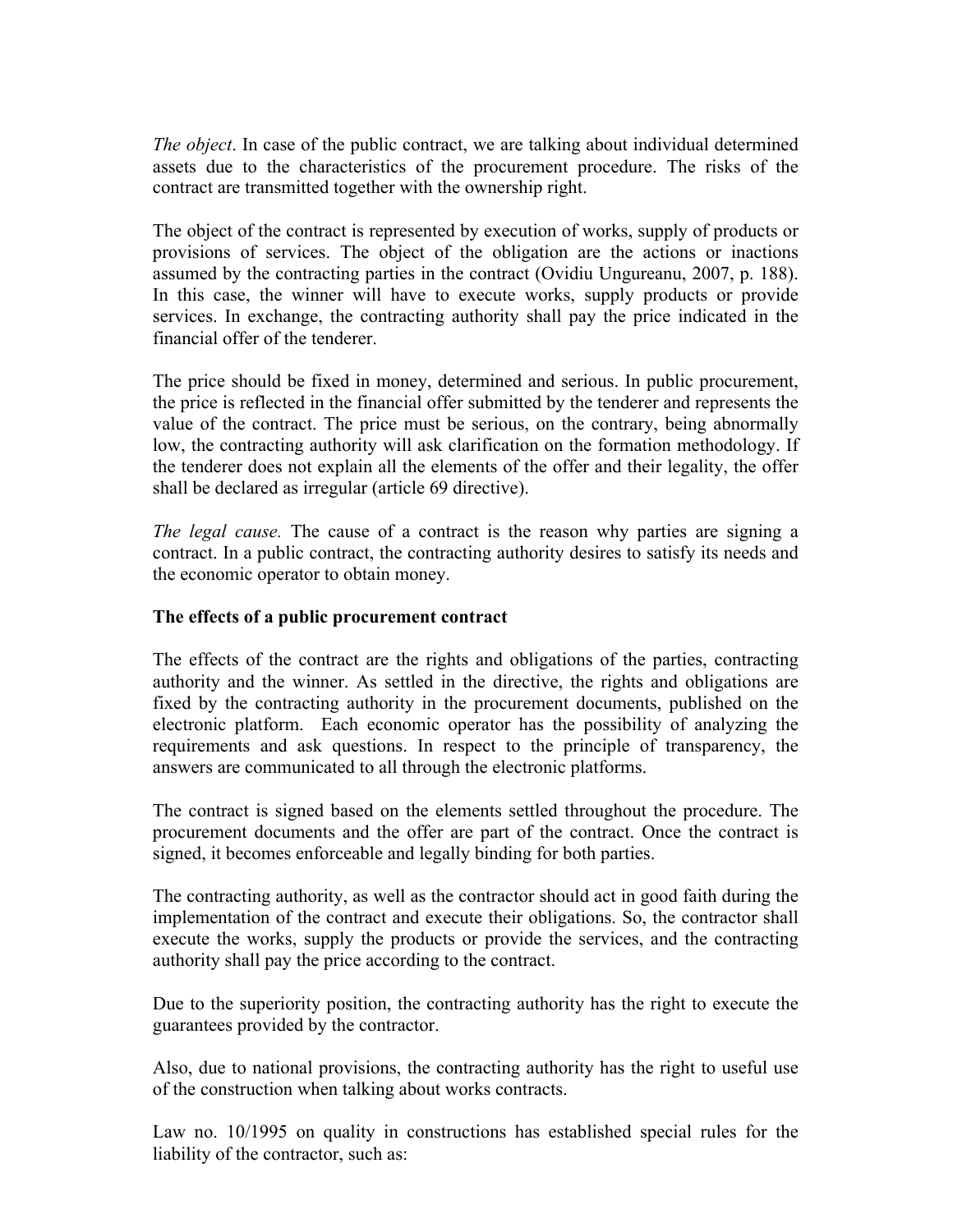*The object*. In case of the public contract, we are talking about individual determined assets due to the characteristics of the procurement procedure. The risks of the contract are transmitted together with the ownership right.

The object of the contract is represented by execution of works, supply of products or provisions of services. The object of the obligation are the actions or inactions assumed by the contracting parties in the contract (Ovidiu Ungureanu, 2007, p. 188). In this case, the winner will have to execute works, supply products or provide services. In exchange, the contracting authority shall pay the price indicated in the financial offer of the tenderer.

The price should be fixed in money, determined and serious. In public procurement, the price is reflected in the financial offer submitted by the tenderer and represents the value of the contract. The price must be serious, on the contrary, being abnormally low, the contracting authority will ask clarification on the formation methodology. If the tenderer does not explain all the elements of the offer and their legality, the offer shall be declared as irregular (article 69 directive).

*The legal cause.* The cause of a contract is the reason why parties are signing a contract. In a public contract, the contracting authority desires to satisfy its needs and the economic operator to obtain money.

**The effects of a public procurement contract**

The effects of the contract are the rights and obligations of the parties, contracting authority and the winner. As settled in the directive, the rights and obligations are fixed by the contracting authority in the procurement documents, published on the electronic platform. Each economic operator has the possibility of analyzing the requirements and ask questions. In respect to the principle of transparency, the answers are communicated to all through the electronic platforms.

The contract is signed based on the elements settled throughout the procedure. The procurement documents and the offer are part of the contract. Once the contract is signed, it becomes enforceable and legally binding for both parties.

The contracting authority, as well as the contractor should act in good faith during the implementation of the contract and execute their obligations. So, the contractor shall execute the works, supply the products or provide the services, and the contracting authority shall pay the price according to the contract.

Due to the superiority position, the contracting authority has the right to execute the guarantees provided by the contractor.

Also, due to national provisions, the contracting authority has the right to useful use of the construction when talking about works contracts.

Law no. 10/1995 on quality in constructions has established special rules for the liability of the contractor, such as: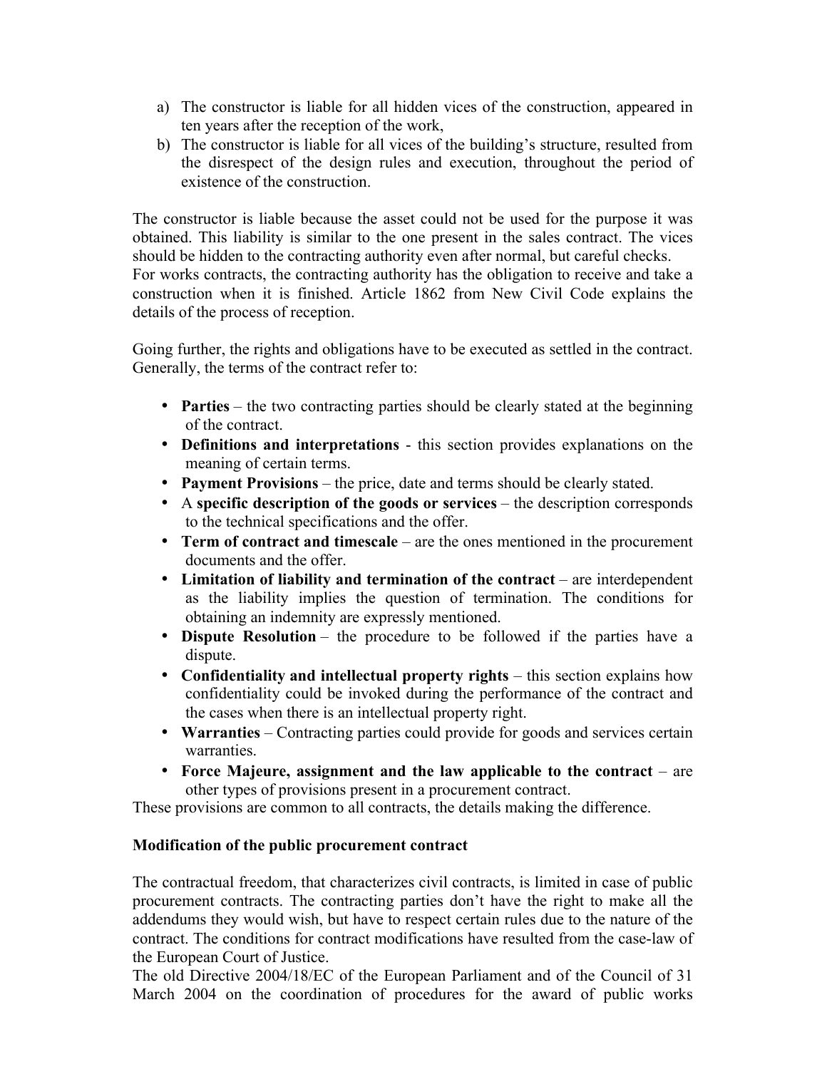a) The constructor is liable for all hidden vices of the construction, appeared in ten years after the reception of the work,
b) The constructor is liable for all vices of the building's structure, resulted from the disrespect of the design rules and execution, throughout the period of existence of the construction.

The constructor is liable because the asset could not be used for the purpose it was obtained. This liability is similar to the one present in the sales contract. The vices should be hidden to the contracting authority even after normal, but careful checks.
For works contracts, the contracting authority has the obligation to receive and take a construction when it is finished. Article 1862 from New Civil Code explains the details of the process of reception.

Going further, the rights and obligations have to be executed as settled in the contract. Generally, the terms of the contract refer to:

- **Parties** – the two contracting parties should be clearly stated at the beginning of the contract.
- **Definitions and interpretations** - this section provides explanations on the meaning of certain terms.
- **Payment Provisions** – the price, date and terms should be clearly stated.
- A **specific description of the goods or services** – the description corresponds to the technical specifications and the offer.
- **Term of contract and timescale** – are the ones mentioned in the procurement documents and the offer.
- **Limitation of liability and termination of the contract** – are interdependent as the liability implies the question of termination. The conditions for obtaining an indemnity are expressly mentioned.
- **Dispute Resolution** – the procedure to be followed if the parties have a dispute.
- **Confidentiality and intellectual property rights** – this section explains how confidentiality could be invoked during the performance of the contract and the cases when there is an intellectual property right.
- **Warranties** – Contracting parties could provide for goods and services certain warranties.
- **Force Majeure, assignment and the law applicable to the contract** – are other types of provisions present in a procurement contract.

These provisions are common to all contracts, the details making the difference.

**Modification of the public procurement contract**

The contractual freedom, that characterizes civil contracts, is limited in case of public procurement contracts. The contracting parties don't have the right to make all the addendums they would wish, but have to respect certain rules due to the nature of the contract. The conditions for contract modifications have resulted from the case-law of the European Court of Justice.
The old Directive 2004/18/EC of the European Parliament and of the Council of 31 March 2004 on the coordination of procedures for the award of public works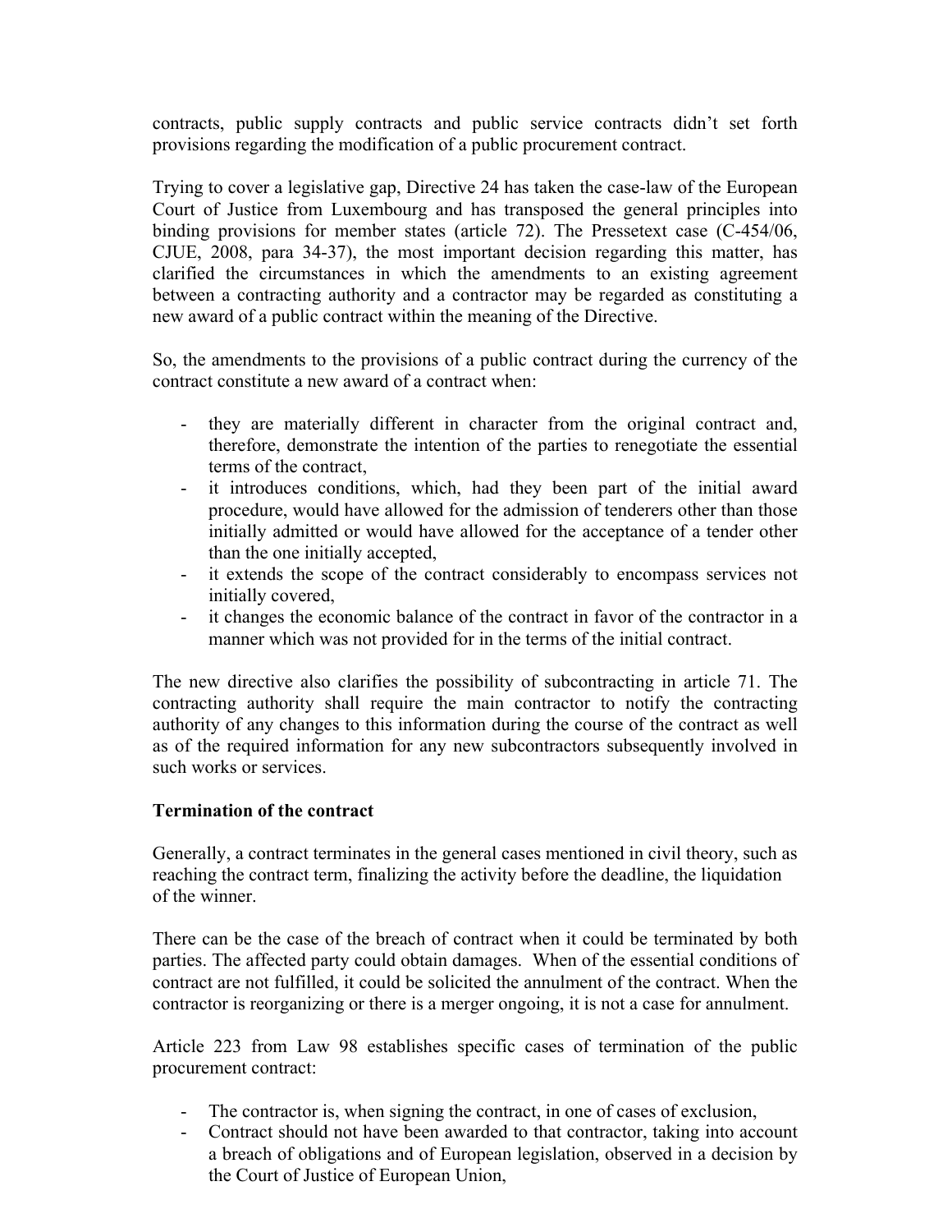contracts, public supply contracts and public service contracts didn't set forth provisions regarding the modification of a public procurement contract.

Trying to cover a legislative gap, Directive 24 has taken the case-law of the European Court of Justice from Luxembourg and has transposed the general principles into binding provisions for member states (article 72). The Pressetext case (C-454/06, CJUE, 2008, para 34-37), the most important decision regarding this matter, has clarified the circumstances in which the amendments to an existing agreement between a contracting authority and a contractor may be regarded as constituting a new award of a public contract within the meaning of the Directive.

So, the amendments to the provisions of a public contract during the currency of the contract constitute a new award of a contract when:

- they are materially different in character from the original contract and, therefore, demonstrate the intention of the parties to renegotiate the essential terms of the contract,
- it introduces conditions, which, had they been part of the initial award procedure, would have allowed for the admission of tenderers other than those initially admitted or would have allowed for the acceptance of a tender other than the one initially accepted,
- it extends the scope of the contract considerably to encompass services not initially covered,
- it changes the economic balance of the contract in favor of the contractor in a manner which was not provided for in the terms of the initial contract.

The new directive also clarifies the possibility of subcontracting in article 71. The contracting authority shall require the main contractor to notify the contracting authority of any changes to this information during the course of the contract as well as of the required information for any new subcontractors subsequently involved in such works or services.

**Termination of the contract**

Generally, a contract terminates in the general cases mentioned in civil theory, such as reaching the contract term, finalizing the activity before the deadline, the liquidation of the winner.

There can be the case of the breach of contract when it could be terminated by both parties. The affected party could obtain damages. When of the essential conditions of contract are not fulfilled, it could be solicited the annulment of the contract. When the contractor is reorganizing or there is a merger ongoing, it is not a case for annulment.

Article 223 from Law 98 establishes specific cases of termination of the public procurement contract:

- The contractor is, when signing the contract, in one of cases of exclusion,
- Contract should not have been awarded to that contractor, taking into account a breach of obligations and of European legislation, observed in a decision by the Court of Justice of European Union,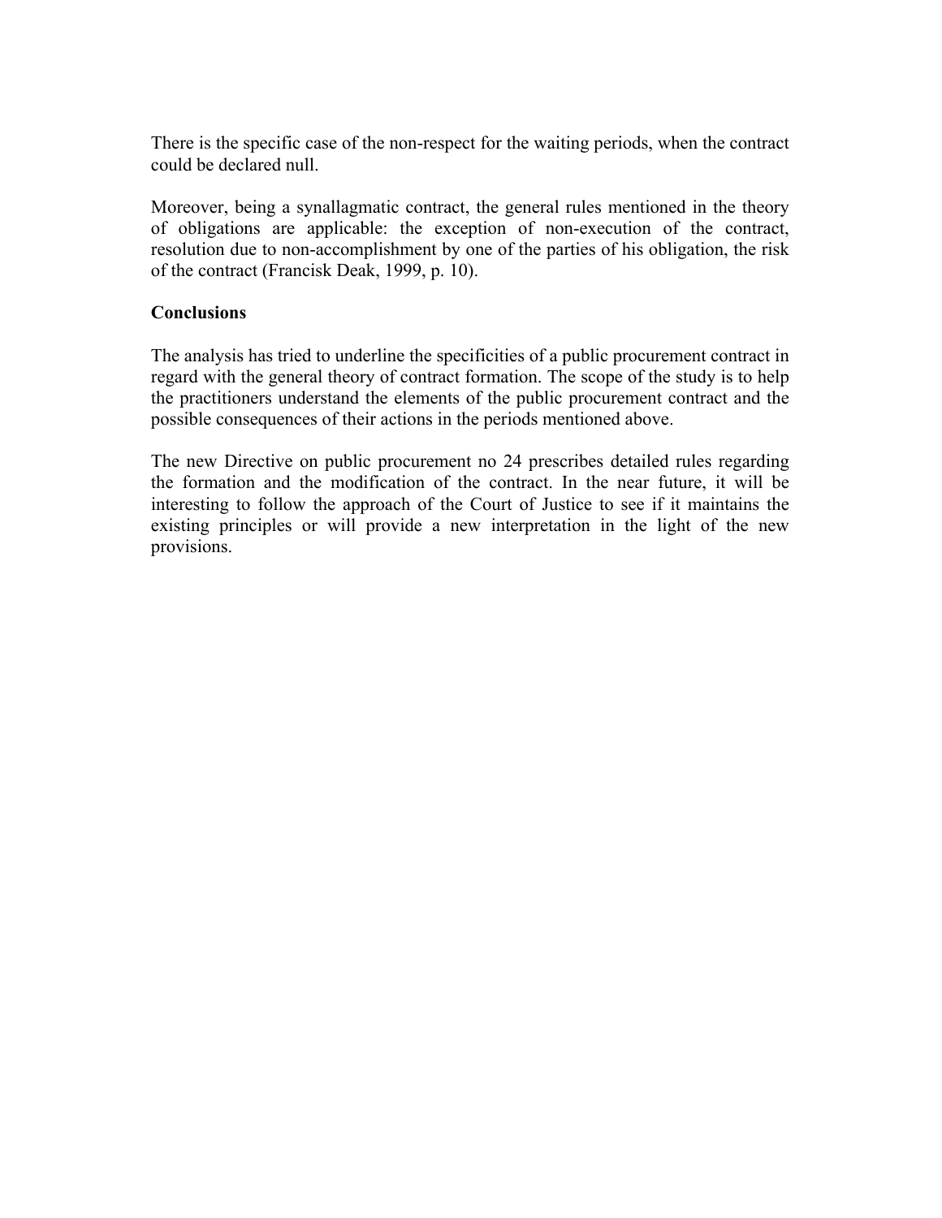There is the specific case of the non-respect for the waiting periods, when the contract could be declared null.

Moreover, being a synallagmatic contract, the general rules mentioned in the theory of obligations are applicable: the exception of non-execution of the contract, resolution due to non-accomplishment by one of the parties of his obligation, the risk of the contract (Francisk Deak, 1999, p. 10).

**Conclusions**

The analysis has tried to underline the specificities of a public procurement contract in regard with the general theory of contract formation. The scope of the study is to help the practitioners understand the elements of the public procurement contract and the possible consequences of their actions in the periods mentioned above.

The new Directive on public procurement no 24 prescribes detailed rules regarding the formation and the modification of the contract. In the near future, it will be interesting to follow the approach of the Court of Justice to see if it maintains the existing principles or will provide a new interpretation in the light of the new provisions.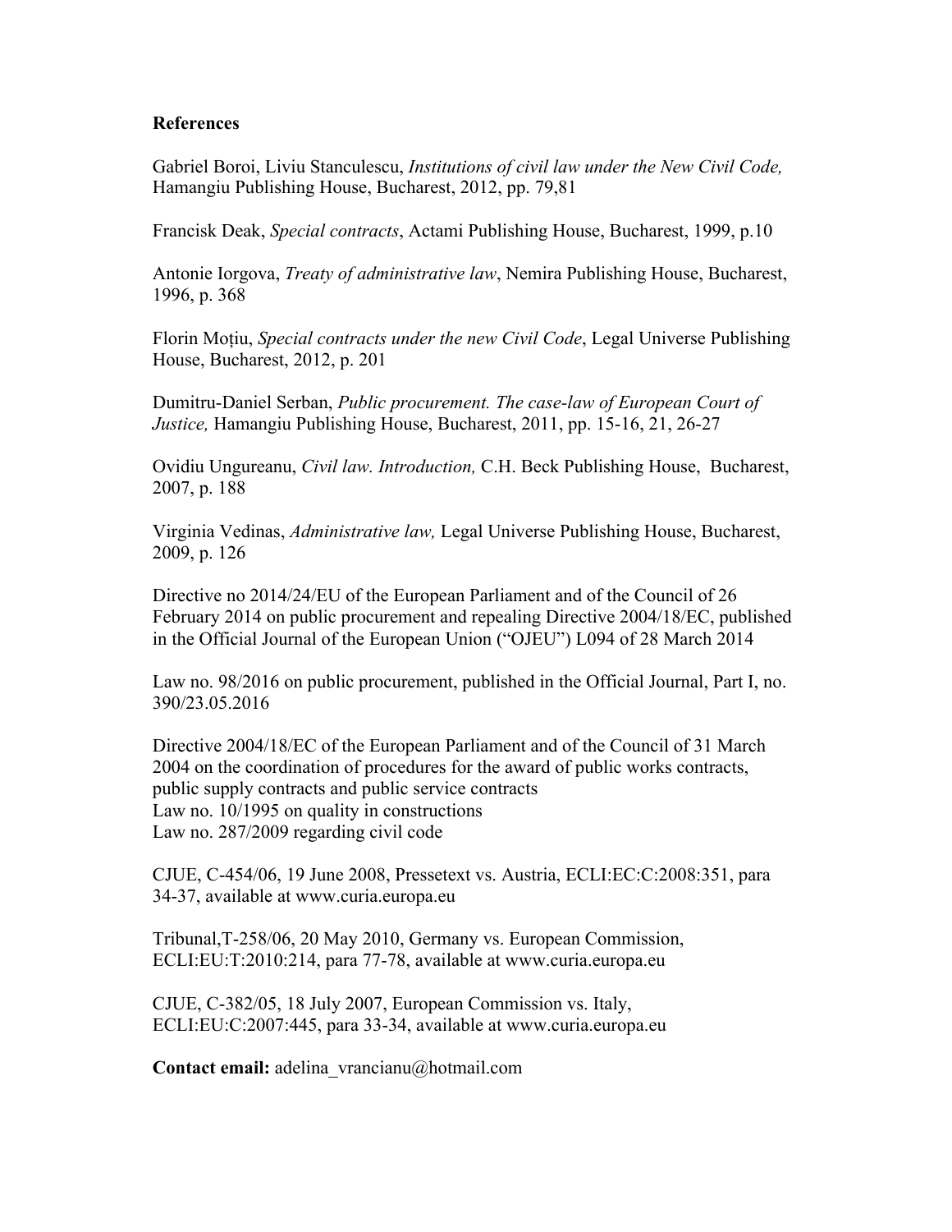**References**

Gabriel Boroi, Liviu Stanculescu, *Institutions of civil law under the New Civil Code,* Hamangiu Publishing House, Bucharest, 2012, pp. 79,81

Francisk Deak, *Special contracts*, Actami Publishing House, Bucharest, 1999, p.10

Antonie Iorgova, *Treaty of administrative law*, Nemira Publishing House, Bucharest, 1996, p. 368

Florin Moțiu, *Special contracts under the new Civil Code*, Legal Universe Publishing House, Bucharest, 2012, p. 201

Dumitru-Daniel Serban, *Public procurement. The case-law of European Court of Justice,* Hamangiu Publishing House, Bucharest, 2011, pp. 15-16, 21, 26-27

Ovidiu Ungureanu, *Civil law. Introduction,* C.H. Beck Publishing House, Bucharest, 2007, p. 188

Virginia Vedinas, *Administrative law,* Legal Universe Publishing House, Bucharest, 2009, p. 126

Directive no 2014/24/EU of the European Parliament and of the Council of 26 February 2014 on public procurement and repealing Directive 2004/18/EC, published in the Official Journal of the European Union ("OJEU") L094 of 28 March 2014

Law no. 98/2016 on public procurement, published in the Official Journal, Part I, no. 390/23.05.2016

Directive 2004/18/EC of the European Parliament and of the Council of 31 March 2004 on the coordination of procedures for the award of public works contracts, public supply contracts and public service contracts
Law no. 10/1995 on quality in constructions
Law no. 287/2009 regarding civil code

CJUE, C-454/06, 19 June 2008, Pressetext vs. Austria, ECLI:EC:C:2008:351, para 34-37, available at www.curia.europa.eu

Tribunal,T-258/06, 20 May 2010, Germany vs. European Commission, ECLI:EU:T:2010:214, para 77-78, available at www.curia.europa.eu

CJUE, C-382/05, 18 July 2007, European Commission vs. Italy, ECLI:EU:C:2007:445, para 33-34, available at www.curia.europa.eu

**Contact email:** adelina_vrancianu@hotmail.com